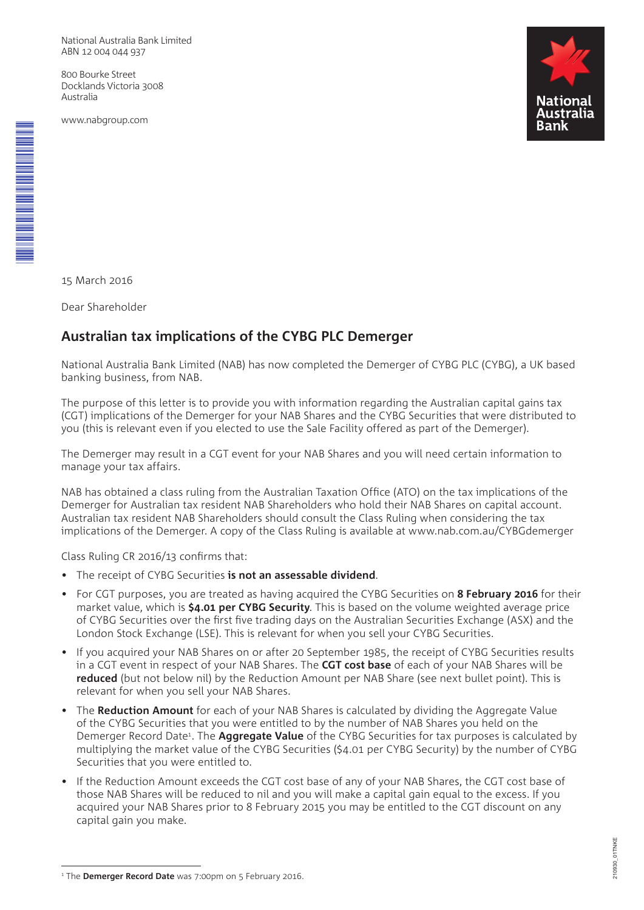National Australia Bank Limited
ABN 12 004 044 937

800 Bourke Street
Docklands Victoria 3008
Australia

www.nabgroup.com

15 March 2016

Dear Shareholder

## Australian tax implications of the CYBG PLC Demerger

National Australia Bank Limited (NAB) has now completed the Demerger of CYBG PLC (CYBG), a UK based banking business, from NAB.

The purpose of this letter is to provide you with information regarding the Australian capital gains tax (CGT) implications of the Demerger for your NAB Shares and the CYBG Securities that were distributed to you (this is relevant even if you elected to use the Sale Facility offered as part of the Demerger).

The Demerger may result in a CGT event for your NAB Shares and you will need certain information to manage your tax affairs.

NAB has obtained a class ruling from the Australian Taxation Office (ATO) on the tax implications of the Demerger for Australian tax resident NAB Shareholders who hold their NAB Shares on capital account. Australian tax resident NAB Shareholders should consult the Class Ruling when considering the tax implications of the Demerger. A copy of the Class Ruling is available at www.nab.com.au/CYBGdemerger

Class Ruling CR 2016/13 confirms that:

- The receipt of CYBG Securities **is not an assessable dividend**.
- For CGT purposes, you are treated as having acquired the CYBG Securities on **8 February 2016** for their market value, which is **$4.01 per CYBG Security**. This is based on the volume weighted average price of CYBG Securities over the first five trading days on the Australian Securities Exchange (ASX) and the London Stock Exchange (LSE). This is relevant for when you sell your CYBG Securities.
- If you acquired your NAB Shares on or after 20 September 1985, the receipt of CYBG Securities results in a CGT event in respect of your NAB Shares. The **CGT cost base** of each of your NAB Shares will be **reduced** (but not below nil) by the Reduction Amount per NAB Share (see next bullet point). This is relevant for when you sell your NAB Shares.
- The **Reduction Amount** for each of your NAB Shares is calculated by dividing the Aggregate Value of the CYBG Securities that you were entitled to by the number of NAB Shares you held on the Demerger Record Date[1]. The **Aggregate Value** of the CYBG Securities for tax purposes is calculated by multiplying the market value of the CYBG Securities ($4.01 per CYBG Security) by the number of CYBG Securities that you were entitled to.
- If the Reduction Amount exceeds the CGT cost base of any of your NAB Shares, the CGT cost base of those NAB Shares will be reduced to nil and you will make a capital gain equal to the excess. If you acquired your NAB Shares prior to 8 February 2015 you may be entitled to the CGT discount on any capital gain you make.

[1] The **Demerger Record Date** was 7:00pm on 5 February 2016.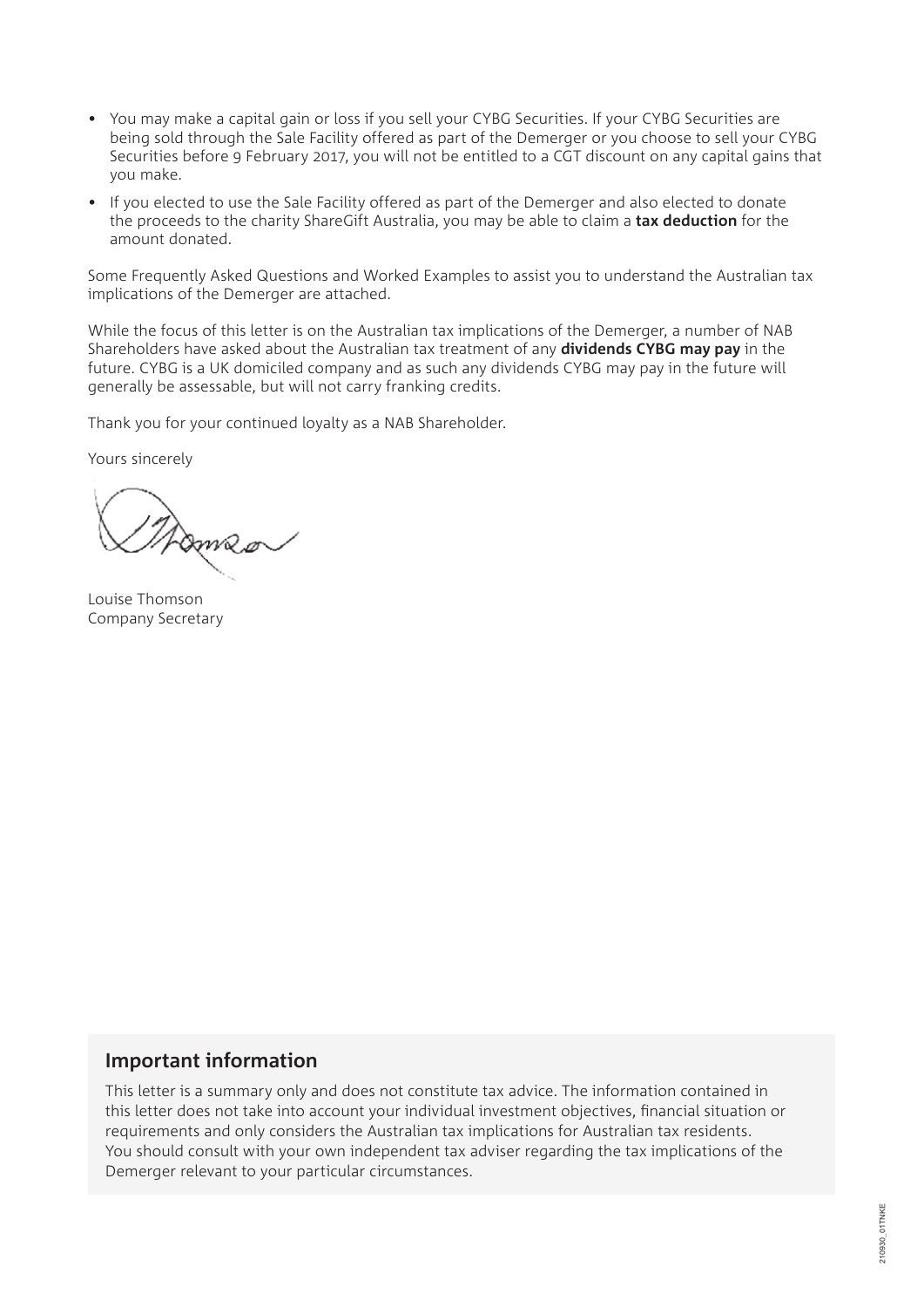- You may make a capital gain or loss if you sell your CYBG Securities. If your CYBG Securities are being sold through the Sale Facility offered as part of the Demerger or you choose to sell your CYBG Securities before 9 February 2017, you will not be entitled to a CGT discount on any capital gains that you make.
- If you elected to use the Sale Facility offered as part of the Demerger and also elected to donate the proceeds to the charity ShareGift Australia, you may be able to claim a **tax deduction** for the amount donated.

Some Frequently Asked Questions and Worked Examples to assist you to understand the Australian tax implications of the Demerger are attached.

While the focus of this letter is on the Australian tax implications of the Demerger, a number of NAB Shareholders have asked about the Australian tax treatment of any **dividends CYBG may pay** in the future. CYBG is a UK domiciled company and as such any dividends CYBG may pay in the future will generally be assessable, but will not carry franking credits.

Thank you for your continued loyalty as a NAB Shareholder.

Yours sincerely

Louise Thomson
Company Secretary

## Important information

This letter is a summary only and does not constitute tax advice. The information contained in this letter does not take into account your individual investment objectives, financial situation or requirements and only considers the Australian tax implications for Australian tax residents. You should consult with your own independent tax adviser regarding the tax implications of the Demerger relevant to your particular circumstances.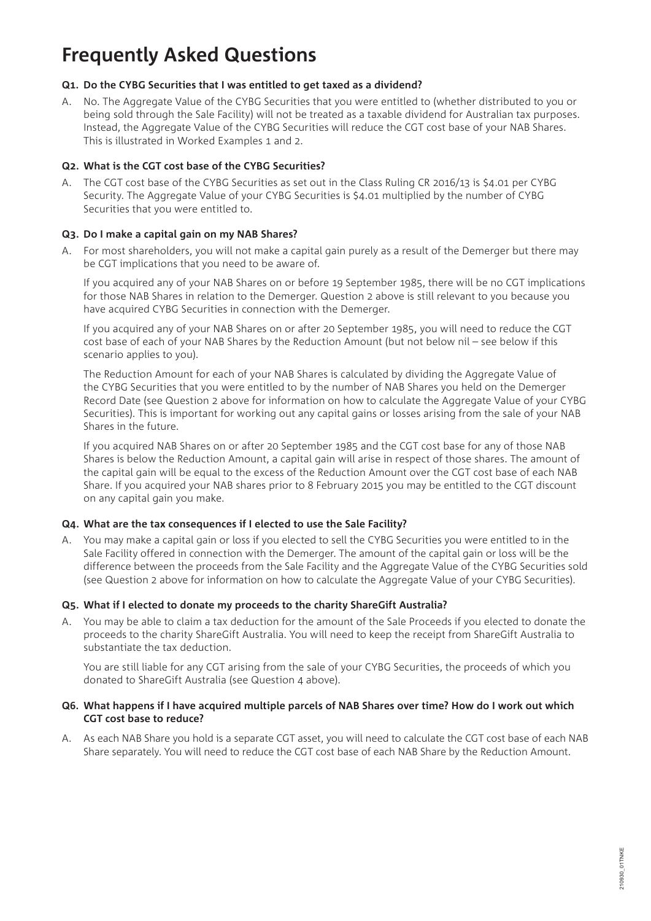# Frequently Asked Questions

**Q1. Do the CYBG Securities that I was entitled to get taxed as a dividend?**

A. No. The Aggregate Value of the CYBG Securities that you were entitled to (whether distributed to you or being sold through the Sale Facility) will not be treated as a taxable dividend for Australian tax purposes. Instead, the Aggregate Value of the CYBG Securities will reduce the CGT cost base of your NAB Shares. This is illustrated in Worked Examples 1 and 2.

**Q2. What is the CGT cost base of the CYBG Securities?**

A. The CGT cost base of the CYBG Securities as set out in the Class Ruling CR 2016/13 is $4.01 per CYBG Security. The Aggregate Value of your CYBG Securities is $4.01 multiplied by the number of CYBG Securities that you were entitled to.

**Q3. Do I make a capital gain on my NAB Shares?**

A. For most shareholders, you will not make a capital gain purely as a result of the Demerger but there may be CGT implications that you need to be aware of.

If you acquired any of your NAB Shares on or before 19 September 1985, there will be no CGT implications for those NAB Shares in relation to the Demerger. Question 2 above is still relevant to you because you have acquired CYBG Securities in connection with the Demerger.

If you acquired any of your NAB Shares on or after 20 September 1985, you will need to reduce the CGT cost base of each of your NAB Shares by the Reduction Amount (but not below nil – see below if this scenario applies to you).

The Reduction Amount for each of your NAB Shares is calculated by dividing the Aggregate Value of the CYBG Securities that you were entitled to by the number of NAB Shares you held on the Demerger Record Date (see Question 2 above for information on how to calculate the Aggregate Value of your CYBG Securities). This is important for working out any capital gains or losses arising from the sale of your NAB Shares in the future.

If you acquired NAB Shares on or after 20 September 1985 and the CGT cost base for any of those NAB Shares is below the Reduction Amount, a capital gain will arise in respect of those shares. The amount of the capital gain will be equal to the excess of the Reduction Amount over the CGT cost base of each NAB Share. If you acquired your NAB shares prior to 8 February 2015 you may be entitled to the CGT discount on any capital gain you make.

**Q4. What are the tax consequences if I elected to use the Sale Facility?**

A. You may make a capital gain or loss if you elected to sell the CYBG Securities you were entitled to in the Sale Facility offered in connection with the Demerger. The amount of the capital gain or loss will be the difference between the proceeds from the Sale Facility and the Aggregate Value of the CYBG Securities sold (see Question 2 above for information on how to calculate the Aggregate Value of your CYBG Securities).

**Q5. What if I elected to donate my proceeds to the charity ShareGift Australia?**

A. You may be able to claim a tax deduction for the amount of the Sale Proceeds if you elected to donate the proceeds to the charity ShareGift Australia. You will need to keep the receipt from ShareGift Australia to substantiate the tax deduction.

You are still liable for any CGT arising from the sale of your CYBG Securities, the proceeds of which you donated to ShareGift Australia (see Question 4 above).

**Q6. What happens if I have acquired multiple parcels of NAB Shares over time? How do I work out which CGT cost base to reduce?**

A. As each NAB Share you hold is a separate CGT asset, you will need to calculate the CGT cost base of each NAB Share separately. You will need to reduce the CGT cost base of each NAB Share by the Reduction Amount.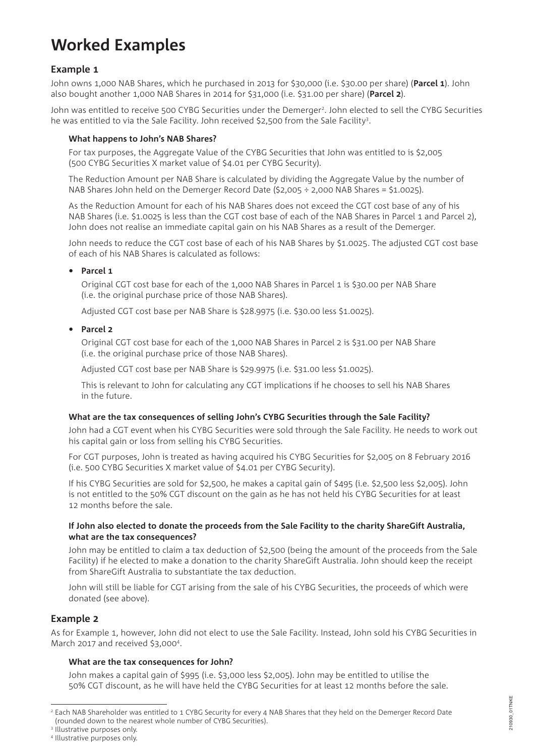# Worked Examples

## Example 1

John owns 1,000 NAB Shares, which he purchased in 2013 for $30,000 (i.e. $30.00 per share) (**Parcel 1**). John also bought another 1,000 NAB Shares in 2014 for $31,000 (i.e. $31.00 per share) (**Parcel 2**).

John was entitled to receive 500 CYBG Securities under the Demerger[2]. John elected to sell the CYBG Securities he was entitled to via the Sale Facility. John received $2,500 from the Sale Facility[3].

### What happens to John's NAB Shares?

For tax purposes, the Aggregate Value of the CYBG Securities that John was entitled to is $2,005 (500 CYBG Securities X market value of $4.01 per CYBG Security).

The Reduction Amount per NAB Share is calculated by dividing the Aggregate Value by the number of NAB Shares John held on the Demerger Record Date ($2,005 ÷ 2,000 NAB Shares = $1.0025).

As the Reduction Amount for each of his NAB Shares does not exceed the CGT cost base of any of his NAB Shares (i.e. $1.0025 is less than the CGT cost base of each of the NAB Shares in Parcel 1 and Parcel 2), John does not realise an immediate capital gain on his NAB Shares as a result of the Demerger.

John needs to reduce the CGT cost base of each of his NAB Shares by $1.0025. The adjusted CGT cost base of each of his NAB Shares is calculated as follows:

- **Parcel 1**

  Original CGT cost base for each of the 1,000 NAB Shares in Parcel 1 is $30.00 per NAB Share (i.e. the original purchase price of those NAB Shares).

  Adjusted CGT cost base per NAB Share is $28.9975 (i.e. $30.00 less $1.0025).

- **Parcel 2**

  Original CGT cost base for each of the 1,000 NAB Shares in Parcel 2 is $31.00 per NAB Share (i.e. the original purchase price of those NAB Shares).

  Adjusted CGT cost base per NAB Share is $29.9975 (i.e. $31.00 less $1.0025).

  This is relevant to John for calculating any CGT implications if he chooses to sell his NAB Shares in the future.

### What are the tax consequences of selling John's CYBG Securities through the Sale Facility?

John had a CGT event when his CYBG Securities were sold through the Sale Facility. He needs to work out his capital gain or loss from selling his CYBG Securities.

For CGT purposes, John is treated as having acquired his CYBG Securities for $2,005 on 8 February 2016 (i.e. 500 CYBG Securities X market value of $4.01 per CYBG Security).

If his CYBG Securities are sold for $2,500, he makes a capital gain of $495 (i.e. $2,500 less $2,005). John is not entitled to the 50% CGT discount on the gain as he has not held his CYBG Securities for at least 12 months before the sale.

### If John also elected to donate the proceeds from the Sale Facility to the charity ShareGift Australia, what are the tax consequences?

John may be entitled to claim a tax deduction of $2,500 (being the amount of the proceeds from the Sale Facility) if he elected to make a donation to the charity ShareGift Australia. John should keep the receipt from ShareGift Australia to substantiate the tax deduction.

John will still be liable for CGT arising from the sale of his CYBG Securities, the proceeds of which were donated (see above).

## Example 2

As for Example 1, however, John did not elect to use the Sale Facility. Instead, John sold his CYBG Securities in March 2017 and received $3,000[4].

### What are the tax consequences for John?

John makes a capital gain of $995 (i.e. $3,000 less $2,005). John may be entitled to utilise the 50% CGT discount, as he will have held the CYBG Securities for at least 12 months before the sale.

---

[2] Each NAB Shareholder was entitled to 1 CYBG Security for every 4 NAB Shares that they held on the Demerger Record Date (rounded down to the nearest whole number of CYBG Securities).

[3] Illustrative purposes only.

[4] Illustrative purposes only.